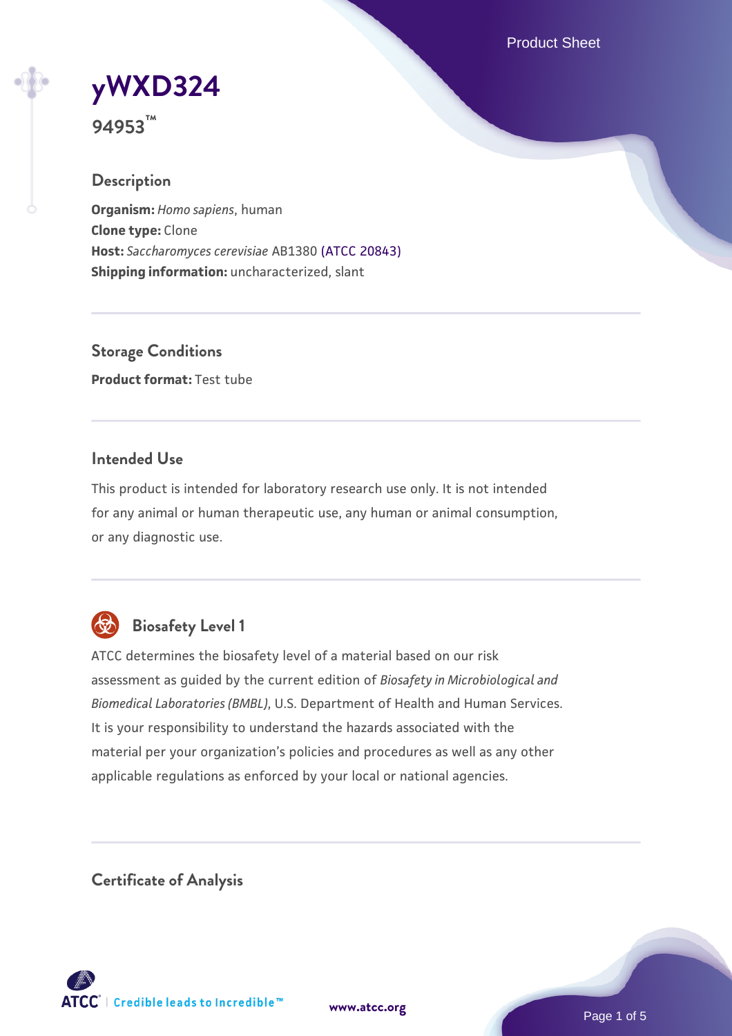# yWXD324

**94953™**

## Description

**Organism:** *Homo sapiens*, human
**Clone type:** Clone
**Host:** *Saccharomyces cerevisiae* AB1380 (ATCC 20843)
**Shipping information:** uncharacterized, slant

## Storage Conditions

**Product format:** Test tube

## Intended Use

This product is intended for laboratory research use only. It is not intended for any animal or human therapeutic use, any human or animal consumption, or any diagnostic use.

## Biosafety Level 1

ATCC determines the biosafety level of a material based on our risk assessment as guided by the current edition of *Biosafety in Microbiological and Biomedical Laboratories (BMBL)*, U.S. Department of Health and Human Services. It is your responsibility to understand the hazards associated with the material per your organization's policies and procedures as well as any other applicable regulations as enforced by your local or national agencies.

## Certificate of Analysis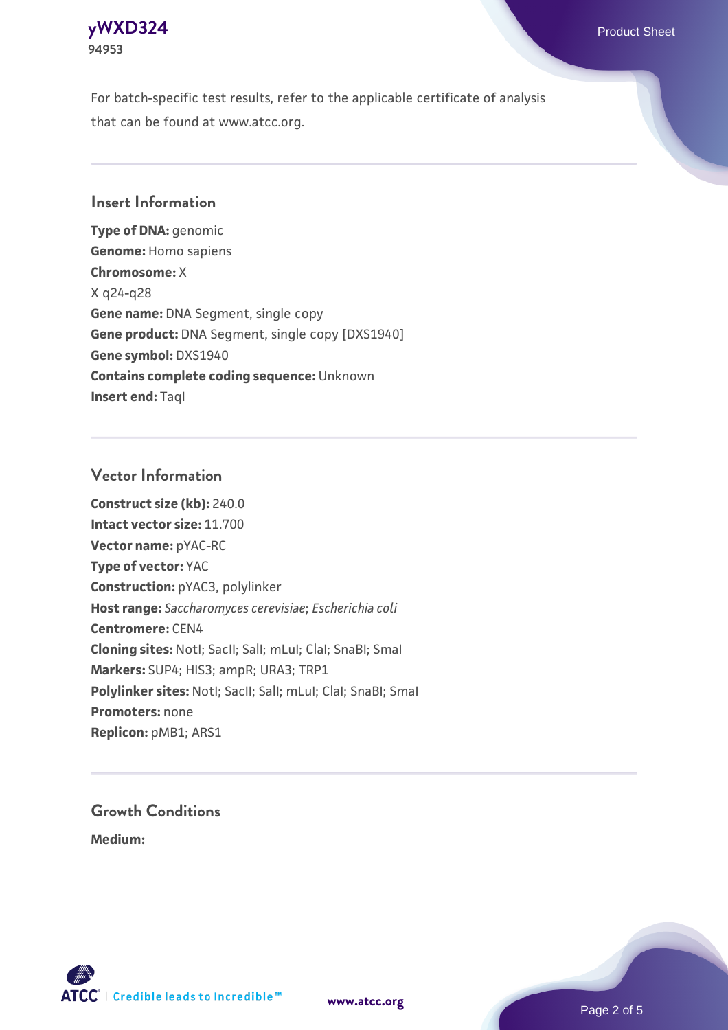For batch-specific test results, refer to the applicable certificate of analysis that can be found at www.atcc.org.

## Insert Information

**Type of DNA:** genomic
**Genome:** Homo sapiens
**Chromosome:** X
X q24-q28
**Gene name:** DNA Segment, single copy
**Gene product:** DNA Segment, single copy [DXS1940]
**Gene symbol:** DXS1940
**Contains complete coding sequence:** Unknown
**Insert end:** TaqI

## Vector Information

**Construct size (kb):** 240.0
**Intact vector size:** 11.700
**Vector name:** pYAC-RC
**Type of vector:** YAC
**Construction:** pYAC3, polylinker
**Host range:** *Saccharomyces cerevisiae*; *Escherichia coli*
**Centromere:** CEN4
**Cloning sites:** NotI; SacII; SalI; mLuI; ClaI; SnaBI; SmaI
**Markers:** SUP4; HIS3; ampR; URA3; TRP1
**Polylinker sites:** NotI; SacII; SalI; mLuI; ClaI; SnaBI; SmaI
**Promoters:** none
**Replicon:** pMB1; ARS1

## Growth Conditions

**Medium:**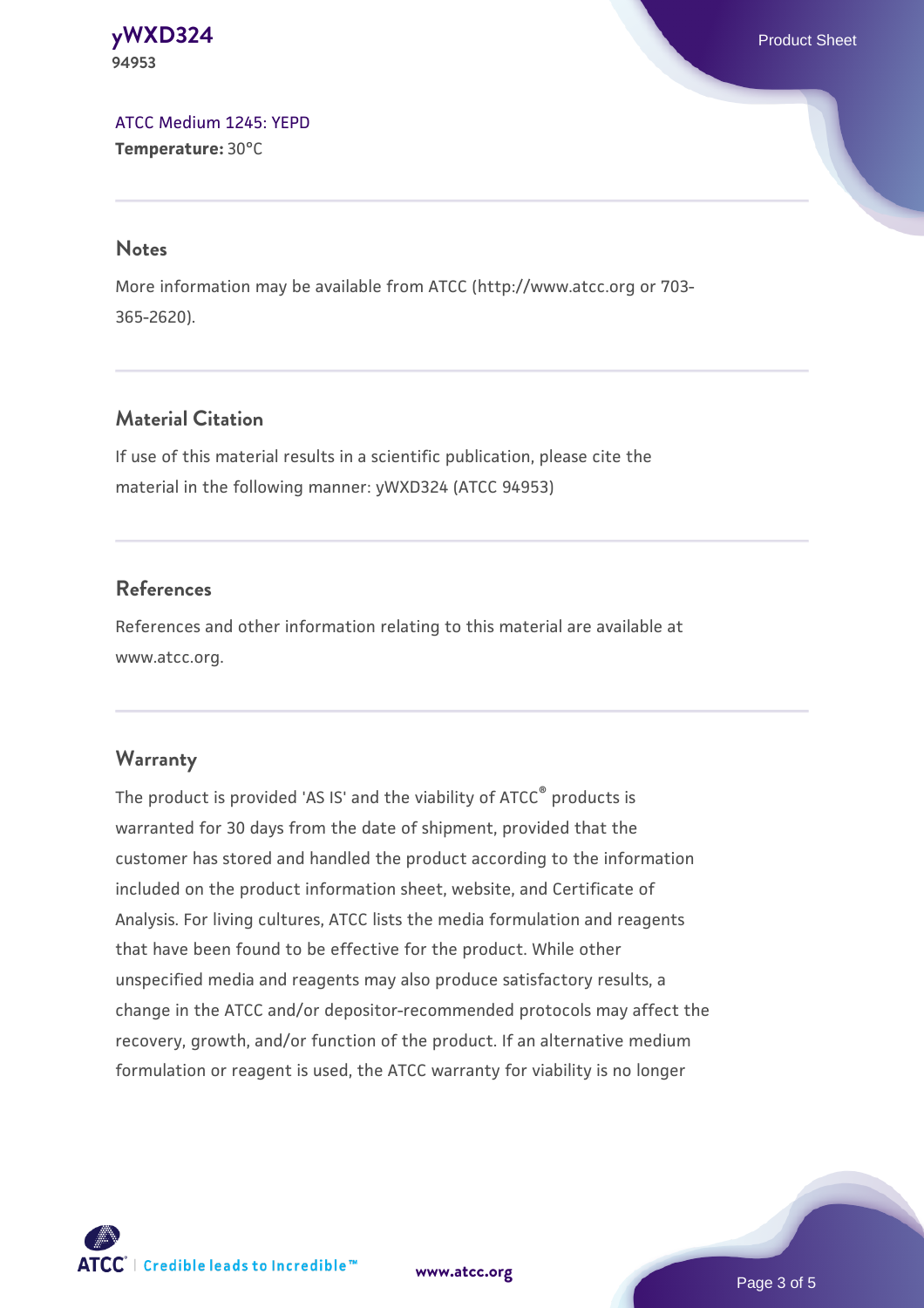[ATCC Medium 1245: YEPD](#)
**Temperature:** 30°C

## Notes

More information may be available from ATCC (http://www.atcc.org or 703-365-2620).

## Material Citation

If use of this material results in a scientific publication, please cite the material in the following manner: yWXD324 (ATCC 94953)

## References

References and other information relating to this material are available at www.atcc.org.

## Warranty

The product is provided 'AS IS' and the viability of ATCC® products is warranted for 30 days from the date of shipment, provided that the customer has stored and handled the product according to the information included on the product information sheet, website, and Certificate of Analysis. For living cultures, ATCC lists the media formulation and reagents that have been found to be effective for the product. While other unspecified media and reagents may also produce satisfactory results, a change in the ATCC and/or depositor-recommended protocols may affect the recovery, growth, and/or function of the product. If an alternative medium formulation or reagent is used, the ATCC warranty for viability is no longer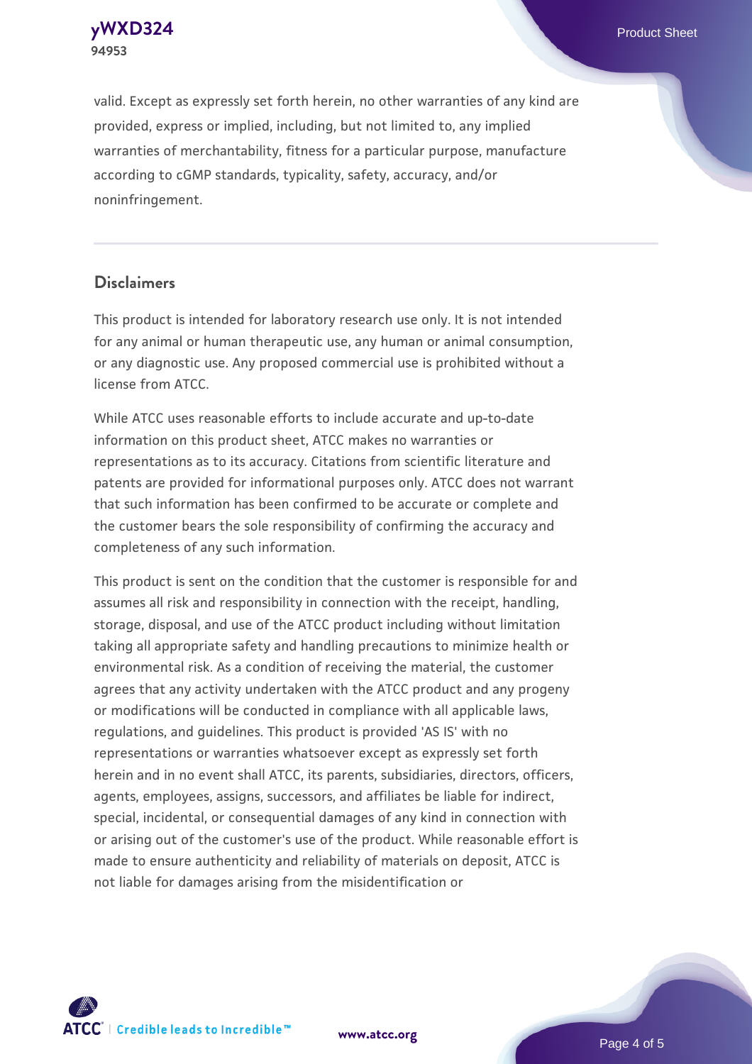valid. Except as expressly set forth herein, no other warranties of any kind are provided, express or implied, including, but not limited to, any implied warranties of merchantability, fitness for a particular purpose, manufacture according to cGMP standards, typicality, safety, accuracy, and/or noninfringement.

## Disclaimers

This product is intended for laboratory research use only. It is not intended for any animal or human therapeutic use, any human or animal consumption, or any diagnostic use. Any proposed commercial use is prohibited without a license from ATCC.

While ATCC uses reasonable efforts to include accurate and up-to-date information on this product sheet, ATCC makes no warranties or representations as to its accuracy. Citations from scientific literature and patents are provided for informational purposes only. ATCC does not warrant that such information has been confirmed to be accurate or complete and the customer bears the sole responsibility of confirming the accuracy and completeness of any such information.

This product is sent on the condition that the customer is responsible for and assumes all risk and responsibility in connection with the receipt, handling, storage, disposal, and use of the ATCC product including without limitation taking all appropriate safety and handling precautions to minimize health or environmental risk. As a condition of receiving the material, the customer agrees that any activity undertaken with the ATCC product and any progeny or modifications will be conducted in compliance with all applicable laws, regulations, and guidelines. This product is provided 'AS IS' with no representations or warranties whatsoever except as expressly set forth herein and in no event shall ATCC, its parents, subsidiaries, directors, officers, agents, employees, assigns, successors, and affiliates be liable for indirect, special, incidental, or consequential damages of any kind in connection with or arising out of the customer's use of the product. While reasonable effort is made to ensure authenticity and reliability of materials on deposit, ATCC is not liable for damages arising from the misidentification or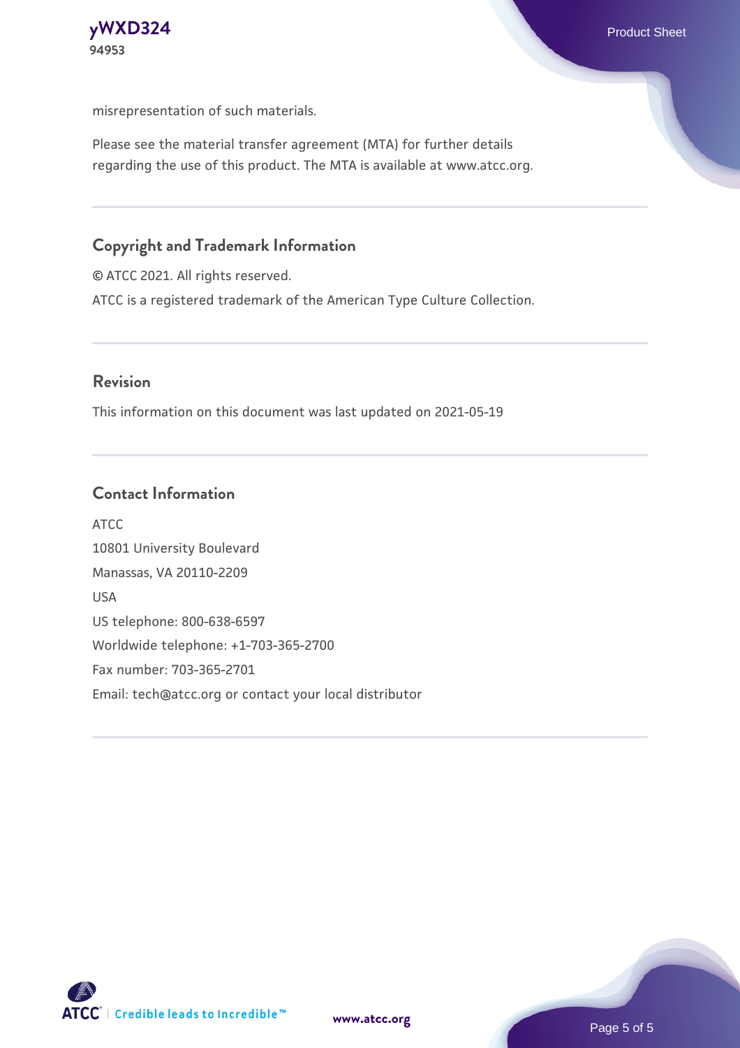misrepresentation of such materials.

Please see the material transfer agreement (MTA) for further details regarding the use of this product. The MTA is available at www.atcc.org.

## Copyright and Trademark Information

© ATCC 2021. All rights reserved.

ATCC is a registered trademark of the American Type Culture Collection.

## Revision

This information on this document was last updated on 2021-05-19

## Contact Information

ATCC
10801 University Boulevard
Manassas, VA 20110-2209
USA
US telephone: 800-638-6597
Worldwide telephone: +1-703-365-2700
Fax number: 703-365-2701
Email: tech@atcc.org or contact your local distributor